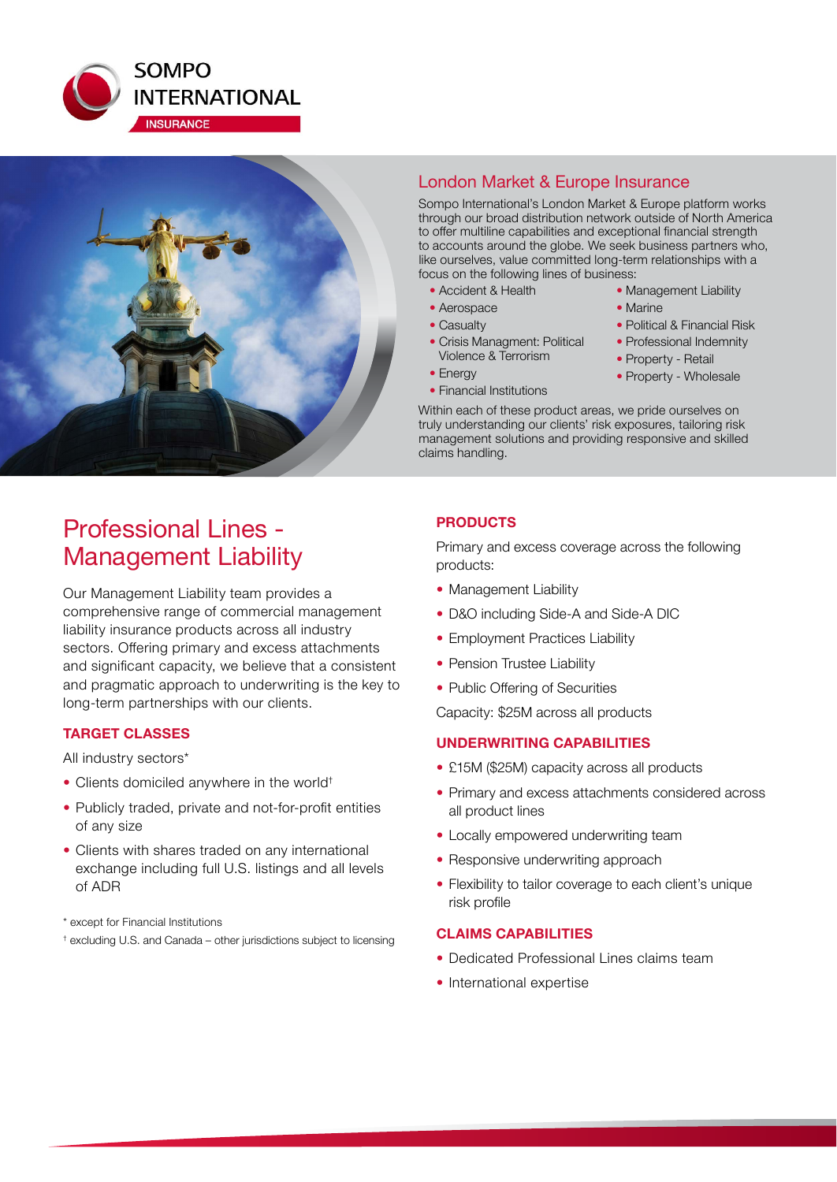SOMPO INTERNATIONAL

INSURANCE

## London Market & Europe Insurance

Sompo International's London Market & Europe platform works through our broad distribution network outside of North America to offer multiline capabilities and exceptional financial strength to accounts around the globe. We seek business partners who, like ourselves, value committed long-term relationships with a focus on the following lines of business:

- Accident & Health
- Aerospace
- Casualty
- Crisis Managment: Political Violence & Terrorism
- Energy
- Financial Institutions
- Management Liability
- Marine
- Political & Financial Risk
- Professional Indemnity
- Property - Retail
- Property - Wholesale

Within each of these product areas, we pride ourselves on truly understanding our clients' risk exposures, tailoring risk management solutions and providing responsive and skilled claims handling.

# Professional Lines - Management Liability

Our Management Liability team provides a comprehensive range of commercial management liability insurance products across all industry sectors. Offering primary and excess attachments and significant capacity, we believe that a consistent and pragmatic approach to underwriting is the key to long-term partnerships with our clients.

### TARGET CLASSES

All industry sectors*

- Clients domiciled anywhere in the world†
- Publicly traded, private and not-for-profit entities of any size
- Clients with shares traded on any international exchange including full U.S. listings and all levels of ADR

\* except for Financial Institutions

† excluding U.S. and Canada – other jurisdictions subject to licensing

### PRODUCTS

Primary and excess coverage across the following products:

- Management Liability
- D&O including Side-A and Side-A DIC
- Employment Practices Liability
- Pension Trustee Liability
- Public Offering of Securities

Capacity: $25M across all products

### UNDERWRITING CAPABILITIES

- £15M ($25M) capacity across all products
- Primary and excess attachments considered across all product lines
- Locally empowered underwriting team
- Responsive underwriting approach
- Flexibility to tailor coverage to each client's unique risk profile

### CLAIMS CAPABILITIES

- Dedicated Professional Lines claims team
- International expertise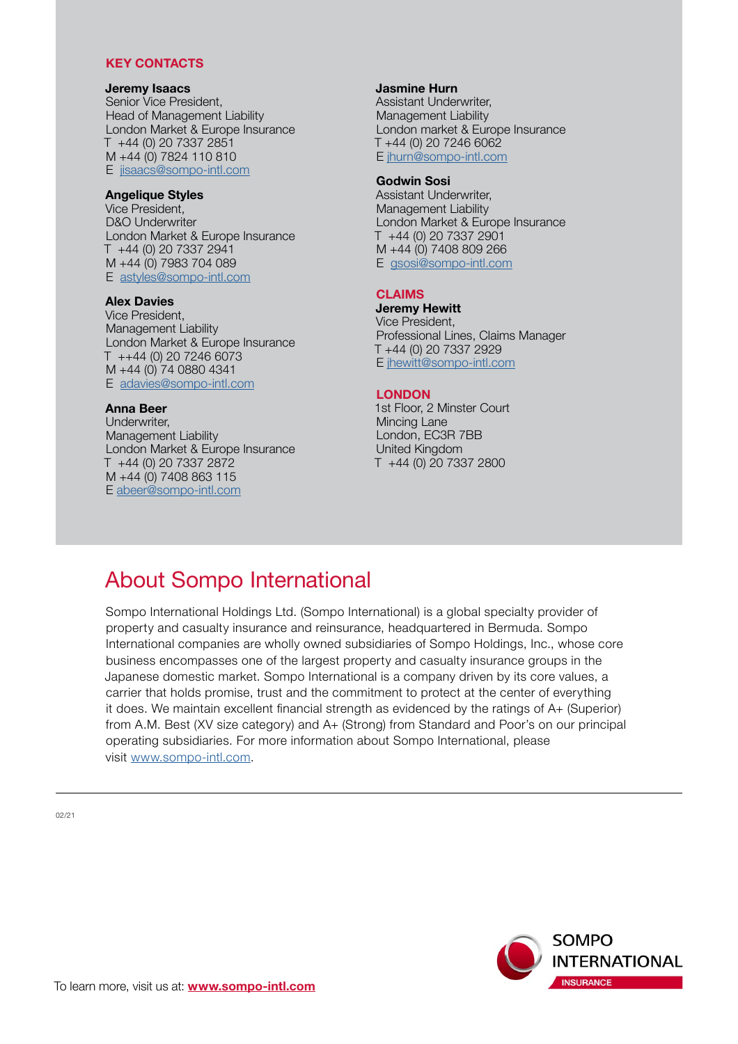## KEY CONTACTS

**Jeremy Isaacs**
Senior Vice President,
Head of Management Liability
London Market & Europe Insurance
T +44 (0) 20 7337 2851
M +44 (0) 7824 110 810
E jisaacs@sompo-intl.com

**Angelique Styles**
Vice President,
D&O Underwriter
London Market & Europe Insurance
T +44 (0) 20 7337 2941
M +44 (0) 7983 704 089
E astyles@sompo-intl.com

**Alex Davies**
Vice President,
Management Liability
London Market & Europe Insurance
T ++44 (0) 20 7246 6073
M +44 (0) 74 0880 4341
E adavies@sompo-intl.com

**Anna Beer**
Underwriter,
Management Liability
London Market & Europe Insurance
T +44 (0) 20 7337 2872
M +44 (0) 7408 863 115
E abeer@sompo-intl.com

**Jasmine Hurn**
Assistant Underwriter,
Management Liability
London market & Europe Insurance
T +44 (0) 20 7246 6062
E jhurn@sompo-intl.com

**Godwin Sosi**
Assistant Underwriter,
Management Liability
London Market & Europe Insurance
T +44 (0) 20 7337 2901
M +44 (0) 7408 809 266
E gsosi@sompo-intl.com

## CLAIMS

**Jeremy Hewitt**
Vice President,
Professional Lines, Claims Manager
T +44 (0) 20 7337 2929
E jhewitt@sompo-intl.com

## LONDON

1st Floor, 2 Minster Court
Mincing Lane
London, EC3R 7BB
United Kingdom
T +44 (0) 20 7337 2800

# About Sompo International

Sompo International Holdings Ltd. (Sompo International) is a global specialty provider of property and casualty insurance and reinsurance, headquartered in Bermuda. Sompo International companies are wholly owned subsidiaries of Sompo Holdings, Inc., whose core business encompasses one of the largest property and casualty insurance groups in the Japanese domestic market. Sompo International is a company driven by its core values, a carrier that holds promise, trust and the commitment to protect at the center of everything it does. We maintain excellent financial strength as evidenced by the ratings of A+ (Superior) from A.M. Best (XV size category) and A+ (Strong) from Standard and Poor's on our principal operating subsidiaries. For more information about Sompo International, please visit www.sompo-intl.com.

02/21

To learn more, visit us at: **www.sompo-intl.com**

SOMPO INTERNATIONAL
INSURANCE